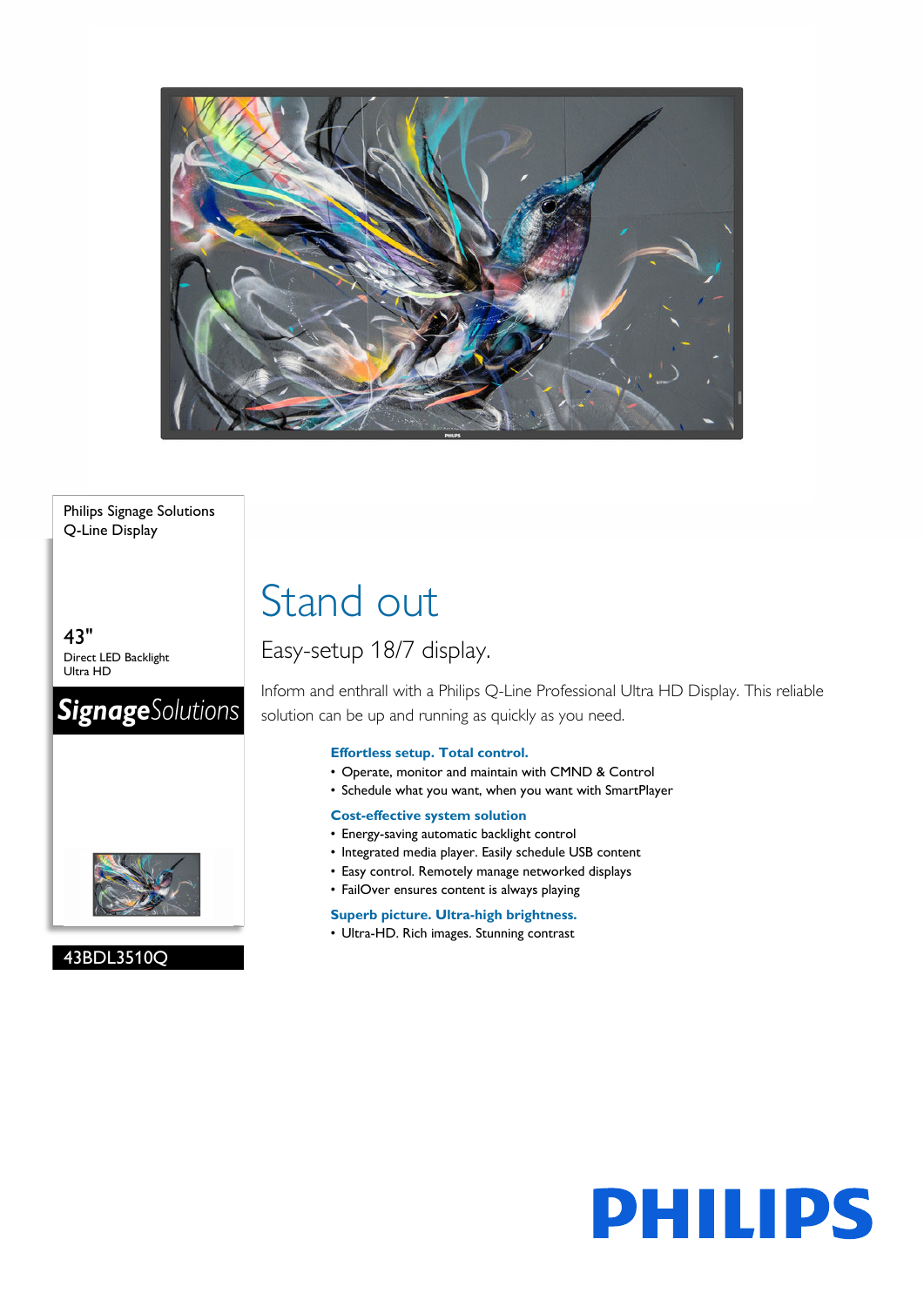Philips Signage Solutions
Q-Line Display

43"
Direct LED Backlight
Ultra HD

**Signage***Solutions*

43BDL3510Q

# Stand out

## Easy-setup 18/7 display.

Inform and enthrall with a Philips Q-Line Professional Ultra HD Display. This reliable solution can be up and running as quickly as you need.

### Effortless setup. Total control.

- Operate, monitor and maintain with CMND & Control
- Schedule what you want, when you want with SmartPlayer

### Cost-effective system solution

- Energy-saving automatic backlight control
- Integrated media player. Easily schedule USB content
- Easy control. Remotely manage networked displays
- FailOver ensures content is always playing

### Superb picture. Ultra-high brightness.

- Ultra-HD. Rich images. Stunning contrast

PHILIPS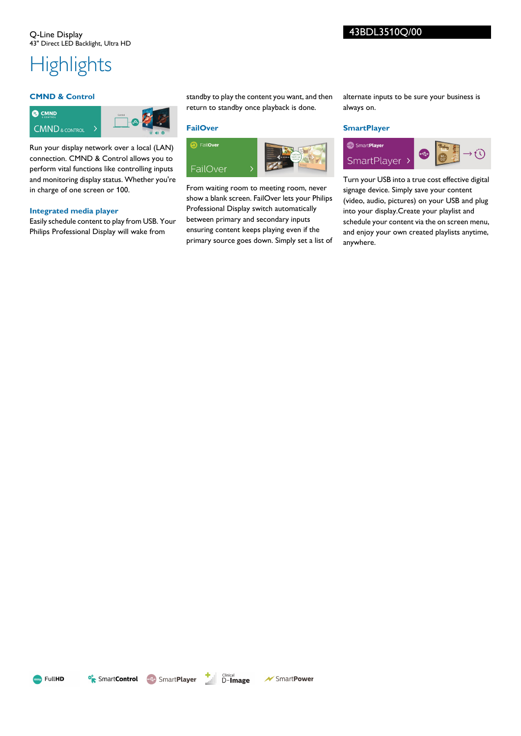Q-Line Display
43" Direct LED Backlight, Ultra HD

43BDL3510Q/00

# Highlights

### CMND & Control

Run your display network over a local (LAN) connection. CMND & Control allows you to perform vital functions like controlling inputs and monitoring display status. Whether you're in charge of one screen or 100.

### Integrated media player

Easily schedule content to play from USB. Your Philips Professional Display will wake from standby to play the content you want, and then return to standby once playback is done.

### FailOver

From waiting room to meeting room, never show a blank screen. FailOver lets your Philips Professional Display switch automatically between primary and secondary inputs ensuring content keeps playing even if the primary source goes down. Simply set a list of alternate inputs to be sure your business is always on.

### SmartPlayer

Turn your USB into a true cost effective digital signage device. Simply save your content (video, audio, pictures) on your USB and plug into your display.Create your playlist and schedule your content via the on screen menu, and enjoy your own created playlists anytime, anywhere.

FullHD SmartControl SmartPlayer Clinical D-Image SmartPower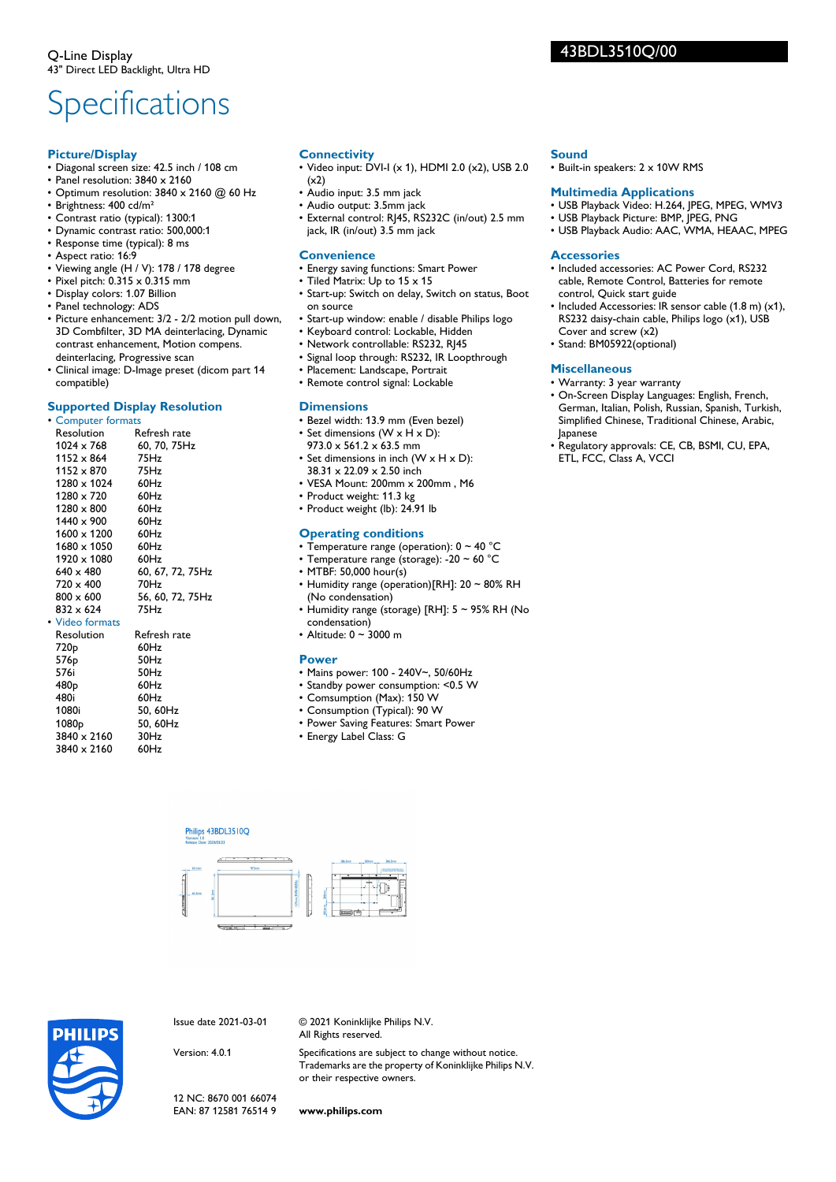Q-Line Display
43" Direct LED Backlight, Ultra HD

43BDL3510Q/00

# Specifications

## Picture/Display

- Diagonal screen size: 42.5 inch / 108 cm
- Panel resolution: 3840 x 2160
- Optimum resolution: 3840 x 2160 @ 60 Hz
- Brightness: 400 cd/m²
- Contrast ratio (typical): 1300:1
- Dynamic contrast ratio: 500,000:1
- Response time (typical): 8 ms
- Aspect ratio: 16:9
- Viewing angle (H / V): 178 / 178 degree
- Pixel pitch: 0.315 x 0.315 mm
- Display colors: 1.07 Billion
- Panel technology: ADS
- Picture enhancement: 3/2 - 2/2 motion pull down, 3D Combfilter, 3D MA deinterlacing, Dynamic contrast enhancement, Motion compens. deinterlacing, Progressive scan
- Clinical image: D-Image preset (dicom part 14 compatible)

## Supported Display Resolution

- Computer formats

| Resolution | Refresh rate |
| --- | --- |
| 1024 x 768 | 60, 70, 75Hz |
| 1152 x 864 | 75Hz |
| 1152 x 870 | 75Hz |
| 1280 x 1024 | 60Hz |
| 1280 x 720 | 60Hz |
| 1280 x 800 | 60Hz |
| 1440 x 900 | 60Hz |
| 1600 x 1200 | 60Hz |
| 1680 x 1050 | 60Hz |
| 1920 x 1080 | 60Hz |
| 640 x 480 | 60, 67, 72, 75Hz |
| 720 x 400 | 70Hz |
| 800 x 600 | 56, 60, 72, 75Hz |
| 832 x 624 | 75Hz |

- Video formats

| Resolution | Refresh rate |
| --- | --- |
| 720p | 60Hz |
| 576p | 50Hz |
| 576i | 50Hz |
| 480p | 60Hz |
| 480i | 60Hz |
| 1080i | 50, 60Hz |
| 1080p | 50, 60Hz |
| 3840 x 2160 | 30Hz |
| 3840 x 2160 | 60Hz |

## Connectivity

- Video input: DVI-I (x 1), HDMI 2.0 (x2), USB 2.0 (x2)
- Audio input: 3.5 mm jack
- Audio output: 3.5mm jack
- External control: RJ45, RS232C (in/out) 2.5 mm jack, IR (in/out) 3.5 mm jack

## Convenience

- Energy saving functions: Smart Power
- Tiled Matrix: Up to 15 x 15
- Start-up: Switch on delay, Switch on status, Boot on source
- Start-up window: enable / disable Philips logo
- Keyboard control: Lockable, Hidden
- Network controllable: RS232, RJ45
- Signal loop through: RS232, IR Loopthrough
- Placement: Landscape, Portrait
- Remote control signal: Lockable

## Dimensions

- Bezel width: 13.9 mm (Even bezel)
- Set dimensions (W x H x D): 973.0 x 561.2 x 63.5 mm
- Set dimensions in inch (W x H x D): 38.31 x 22.09 x 2.50 inch
- VESA Mount: 200mm x 200mm , M6
- Product weight: 11.3 kg
- Product weight (lb): 24.91 lb

## Operating conditions

- Temperature range (operation): 0 ~ 40 °C
- Temperature range (storage): -20 ~ 60 °C
- MTBF: 50,000 hour(s)
- Humidity range (operation)[RH]: 20 ~ 80% RH (No condensation)
- Humidity range (storage) [RH]: 5 ~ 95% RH (No condensation)
- Altitude: 0 ~ 3000 m

## Power

- Mains power: 100 - 240V~, 50/60Hz
- Standby power consumption: <0.5 W
- Comsumption (Max): 150 W
- Consumption (Typical): 90 W
- Power Saving Features: Smart Power
- Energy Label Class: G

## Sound

- Built-in speakers: 2 x 10W RMS

## Multimedia Applications

- USB Playback Video: H.264, JPEG, MPEG, WMV3
- USB Playback Picture: BMP, JPEG, PNG
- USB Playback Audio: AAC, WMA, HEAAC, MPEG

## Accessories

- Included accessories: AC Power Cord, RS232 cable, Remote Control, Batteries for remote control, Quick start guide
- Included Accessories: IR sensor cable (1.8 m) (x1), RS232 daisy-chain cable, Philips logo (x1), USB Cover and screw (x2)
- Stand: BM05922(optional)

## Miscellaneous

- Warranty: 3 year warranty
- On-Screen Display Languages: English, French, German, Italian, Polish, Russian, Spanish, Turkish, Simplified Chinese, Traditional Chinese, Arabic, Japanese
- Regulatory approvals: CE, CB, BSMI, CU, EPA, ETL, FCC, Class A, VCCI

Philips 43BDL3510Q

Issue date 2021-03-01

Version: 4.0.1

12 NC: 8670 001 66074
EAN: 87 12581 76514 9

© 2021 Koninklijke Philips N.V.
All Rights reserved.

Specifications are subject to change without notice. Trademarks are the property of Koninklijke Philips N.V. or their respective owners.

www.philips.com